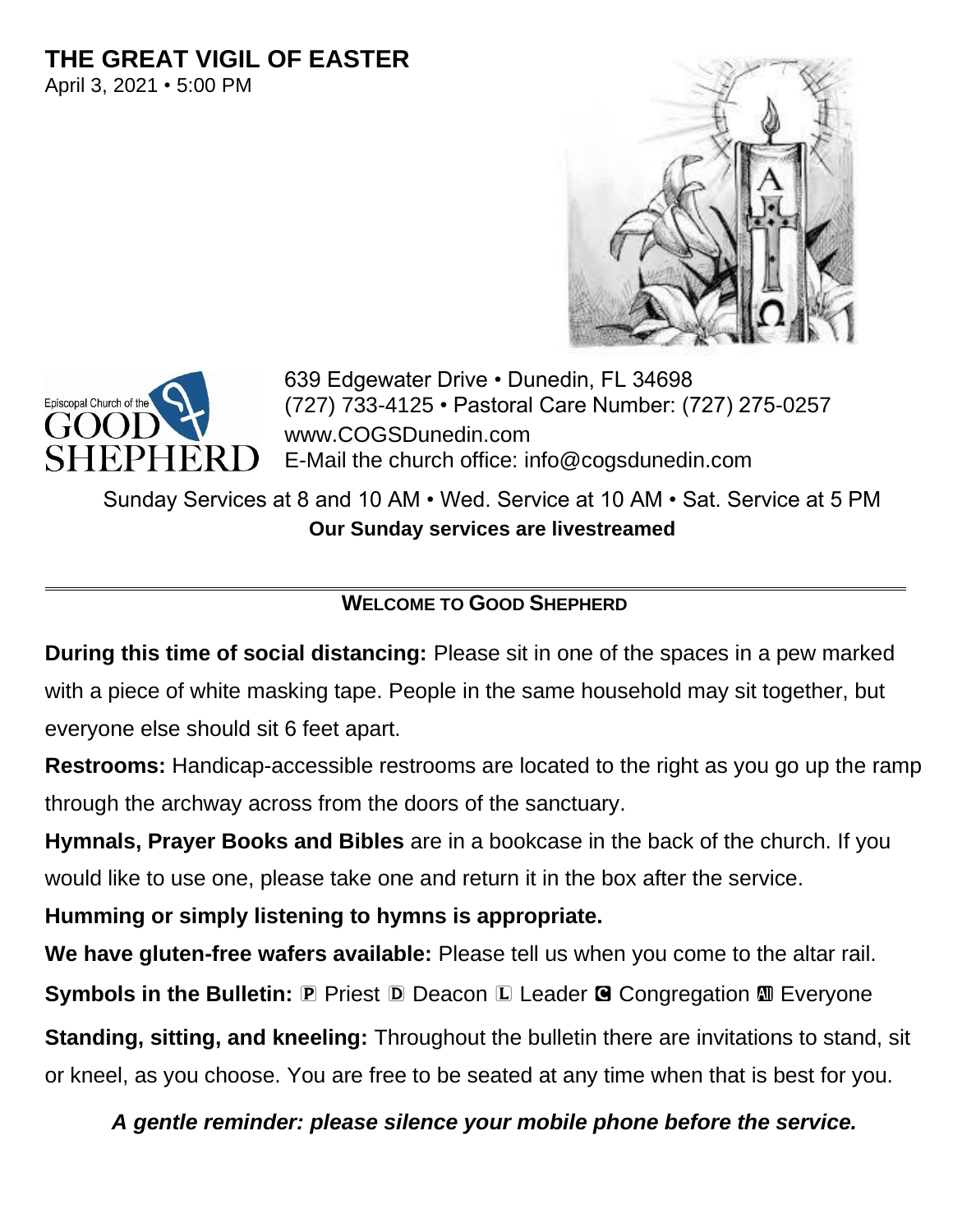# THE GREAT VIGIL OF EASTER

April 3, 2021 • 5:00 PM

639 Edgewater Drive • Dunedin, FL 34698
(727) 733-4125 • Pastoral Care Number: (727) 275-0257
www.COGSDunedin.com
E-Mail the church office: info@cogsdunedin.com

Sunday Services at 8 and 10 AM • Wed. Service at 10 AM • Sat. Service at 5 PM

**Our Sunday services are livestreamed**

---

## WELCOME TO GOOD SHEPHERD

**During this time of social distancing:** Please sit in one of the spaces in a pew marked with a piece of white masking tape. People in the same household may sit together, but everyone else should sit 6 feet apart.

**Restrooms:** Handicap-accessible restrooms are located to the right as you go up the ramp through the archway across from the doors of the sanctuary.

**Hymnals, Prayer Books and Bibles** are in a bookcase in the back of the church. If you would like to use one, please take one and return it in the box after the service.

**Humming or simply listening to hymns is appropriate.**

**We have gluten-free wafers available:** Please tell us when you come to the altar rail.

**Symbols in the Bulletin:** 🅟 Priest 🅓 Deacon 🅛 Leader 🅒 Congregation 🅐 Everyone

**Standing, sitting, and kneeling:** Throughout the bulletin there are invitations to stand, sit or kneel, as you choose. You are free to be seated at any time when that is best for you.

***A gentle reminder: please silence your mobile phone before the service.***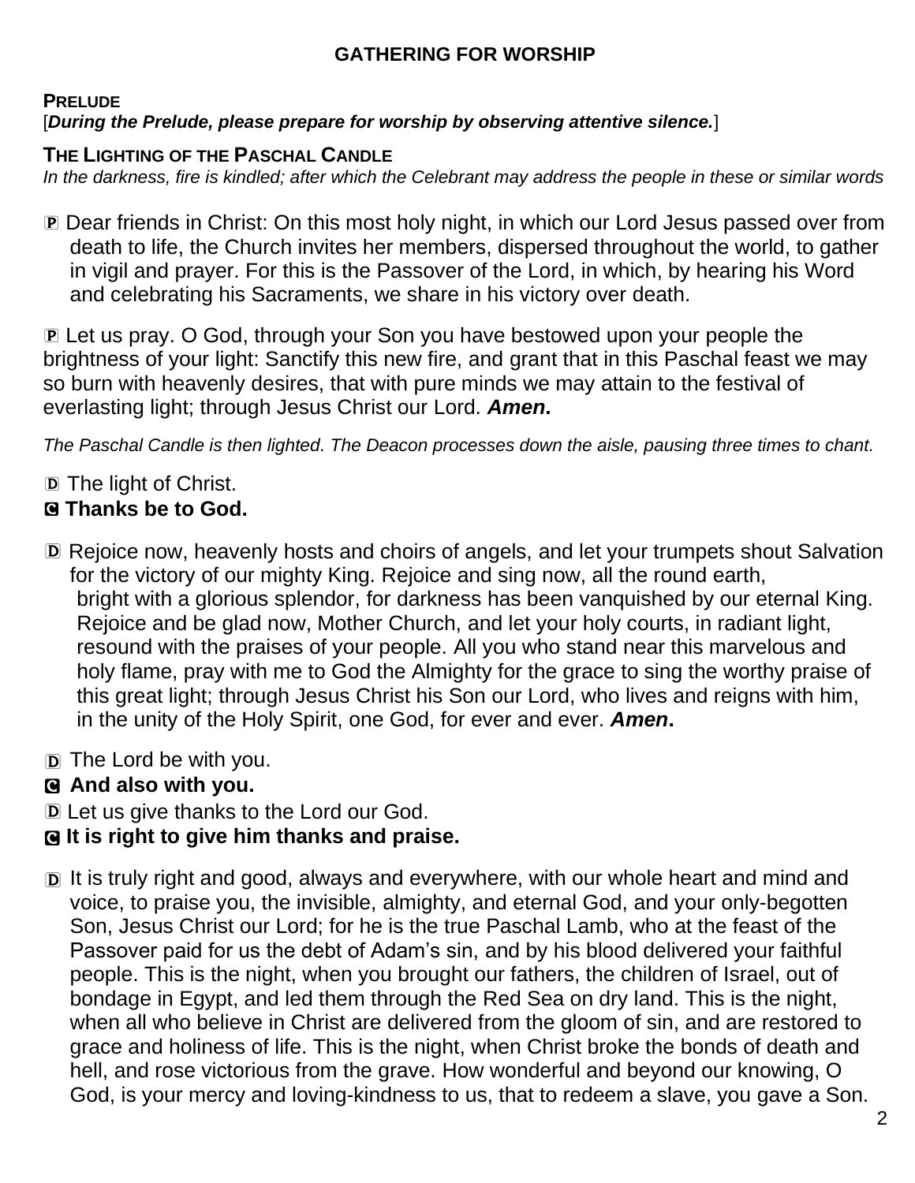## GATHERING FOR WORSHIP

**PRELUDE**
[***During the Prelude, please prepare for worship by observing attentive silence.***]

**THE LIGHTING OF THE PASCHAL CANDLE**
*In the darkness, fire is kindled; after which the Celebrant may address the people in these or similar words*

P Dear friends in Christ: On this most holy night, in which our Lord Jesus passed over from death to life, the Church invites her members, dispersed throughout the world, to gather in vigil and prayer. For this is the Passover of the Lord, in which, by hearing his Word and celebrating his Sacraments, we share in his victory over death.

P Let us pray. O God, through your Son you have bestowed upon your people the brightness of your light: Sanctify this new fire, and grant that in this Paschal feast we may so burn with heavenly desires, that with pure minds we may attain to the festival of everlasting light; through Jesus Christ our Lord. ***Amen*.**

*The Paschal Candle is then lighted. The Deacon processes down the aisle, pausing three times to chant.*

D The light of Christ.
**C Thanks be to God.**

D Rejoice now, heavenly hosts and choirs of angels, and let your trumpets shout Salvation for the victory of our mighty King. Rejoice and sing now, all the round earth, bright with a glorious splendor, for darkness has been vanquished by our eternal King. Rejoice and be glad now, Mother Church, and let your holy courts, in radiant light, resound with the praises of your people. All you who stand near this marvelous and holy flame, pray with me to God the Almighty for the grace to sing the worthy praise of this great light; through Jesus Christ his Son our Lord, who lives and reigns with him, in the unity of the Holy Spirit, one God, for ever and ever. ***Amen*.**

D The Lord be with you.
**C And also with you.**
D Let us give thanks to the Lord our God.
**C It is right to give him thanks and praise.**

D It is truly right and good, always and everywhere, with our whole heart and mind and voice, to praise you, the invisible, almighty, and eternal God, and your only-begotten Son, Jesus Christ our Lord; for he is the true Paschal Lamb, who at the feast of the Passover paid for us the debt of Adam's sin, and by his blood delivered your faithful people. This is the night, when you brought our fathers, the children of Israel, out of bondage in Egypt, and led them through the Red Sea on dry land. This is the night, when all who believe in Christ are delivered from the gloom of sin, and are restored to grace and holiness of life. This is the night, when Christ broke the bonds of death and hell, and rose victorious from the grave. How wonderful and beyond our knowing, O God, is your mercy and loving-kindness to us, that to redeem a slave, you gave a Son.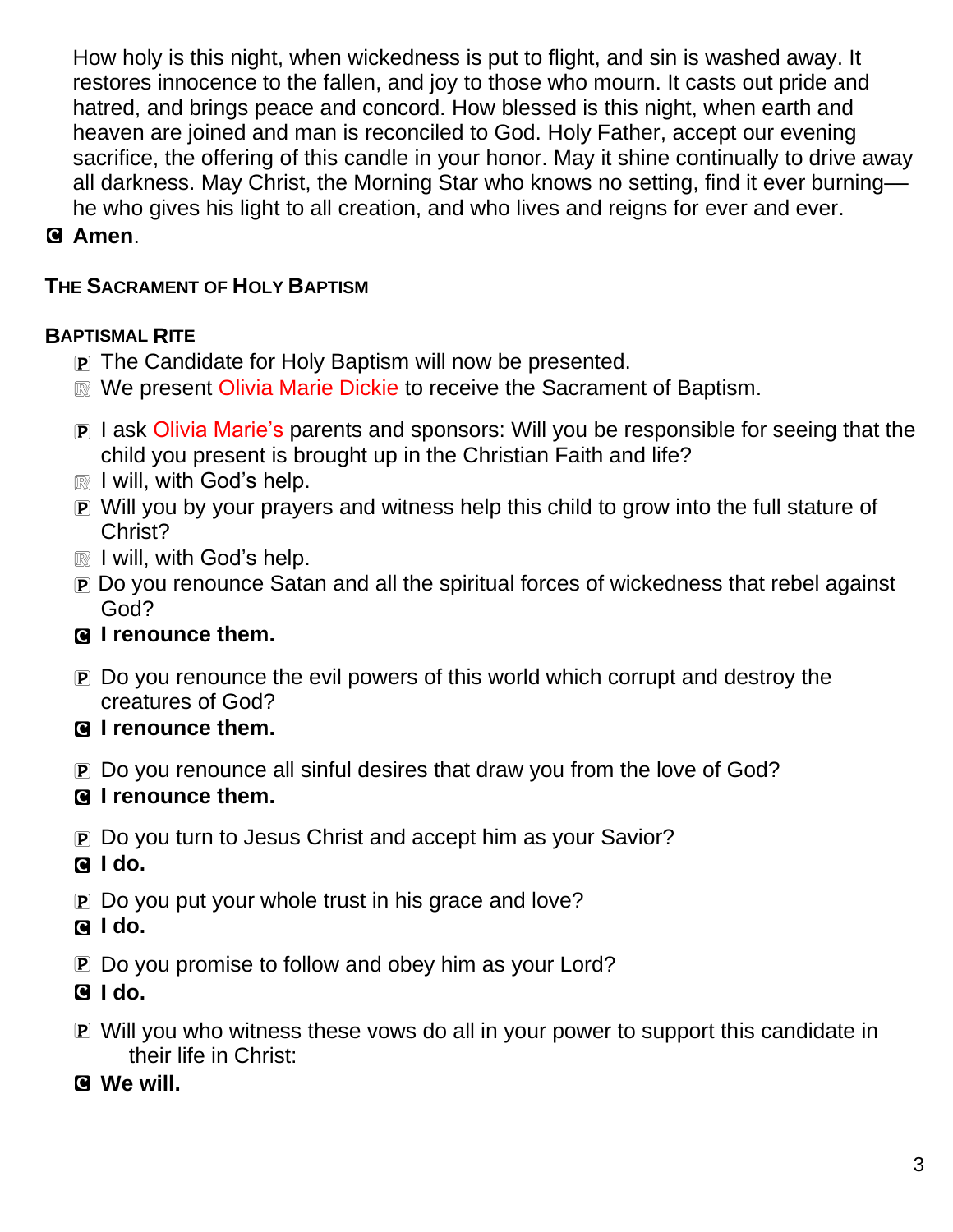How holy is this night, when wickedness is put to flight, and sin is washed away. It restores innocence to the fallen, and joy to those who mourn. It casts out pride and hatred, and brings peace and concord. How blessed is this night, when earth and heaven are joined and man is reconciled to God. Holy Father, accept our evening sacrifice, the offering of this candle in your honor. May it shine continually to drive away all darkness. May Christ, the Morning Star who knows no setting, find it ever burning—he who gives his light to all creation, and who lives and reigns for ever and ever.

C **Amen**.

## The Sacrament of Holy Baptism

### Baptismal Rite

P The Candidate for Holy Baptism will now be presented.

R We present Olivia Marie Dickie to receive the Sacrament of Baptism.

P I ask Olivia Marie's parents and sponsors: Will you be responsible for seeing that the child you present is brought up in the Christian Faith and life?

R I will, with God's help.

P Will you by your prayers and witness help this child to grow into the full stature of Christ?

R I will, with God's help.

P Do you renounce Satan and all the spiritual forces of wickedness that rebel against God?

C **I renounce them.**

P Do you renounce the evil powers of this world which corrupt and destroy the creatures of God?

C **I renounce them.**

P Do you renounce all sinful desires that draw you from the love of God?

C **I renounce them.**

P Do you turn to Jesus Christ and accept him as your Savior?

C **I do.**

P Do you put your whole trust in his grace and love?

C **I do.**

P Do you promise to follow and obey him as your Lord?

C **I do.**

P Will you who witness these vows do all in your power to support this candidate in their life in Christ:

C **We will.**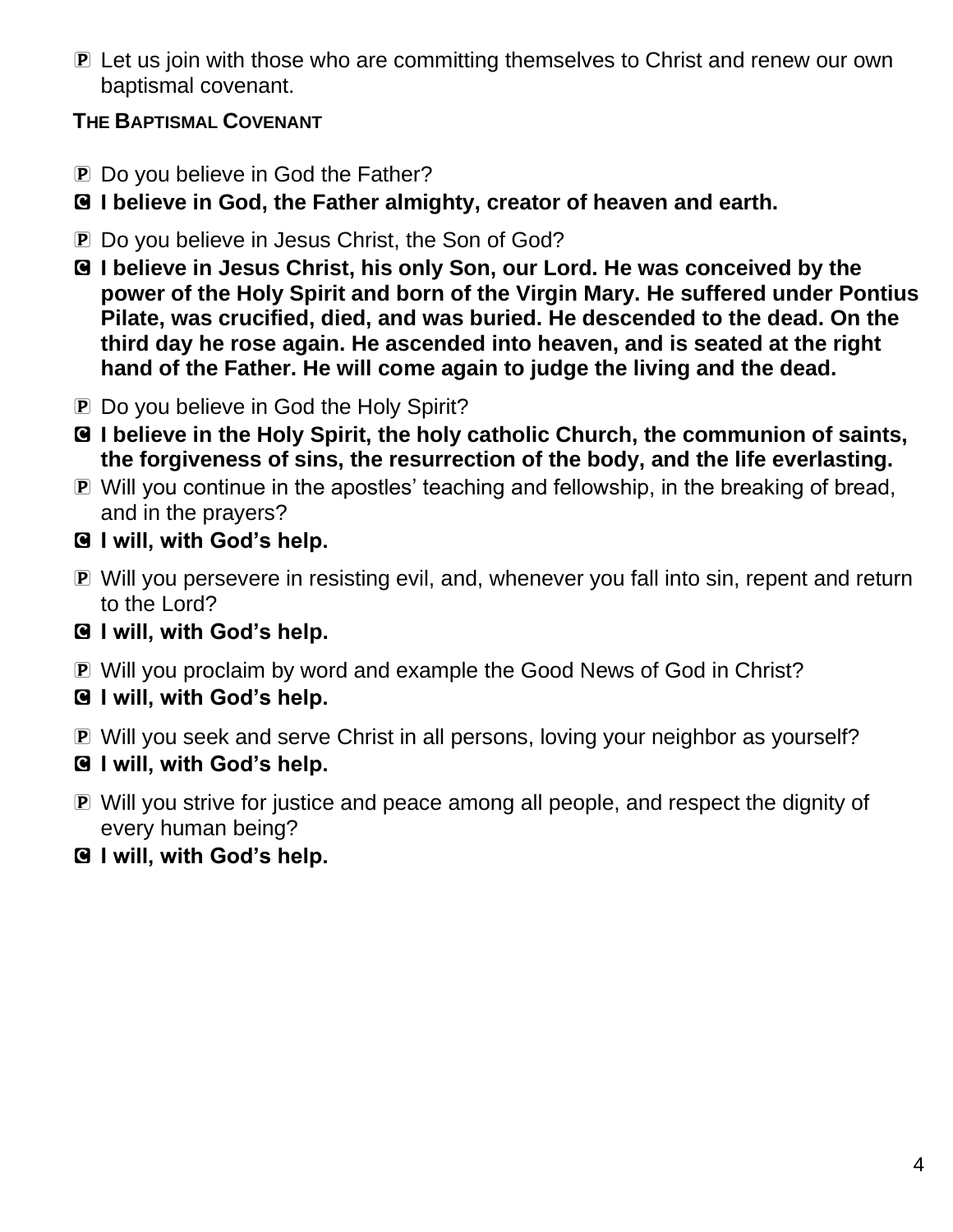Ⓟ Let us join with those who are committing themselves to Christ and renew our own baptismal covenant.

**THE BAPTISMAL COVENANT**

Ⓟ Do you believe in God the Father?

Ⓒ **I believe in God, the Father almighty, creator of heaven and earth.**

Ⓟ Do you believe in Jesus Christ, the Son of God?

Ⓒ **I believe in Jesus Christ, his only Son, our Lord. He was conceived by the power of the Holy Spirit and born of the Virgin Mary. He suffered under Pontius Pilate, was crucified, died, and was buried. He descended to the dead. On the third day he rose again. He ascended into heaven, and is seated at the right hand of the Father. He will come again to judge the living and the dead.**

Ⓟ Do you believe in God the Holy Spirit?

Ⓒ **I believe in the Holy Spirit, the holy catholic Church, the communion of saints, the forgiveness of sins, the resurrection of the body, and the life everlasting.**

Ⓟ Will you continue in the apostles' teaching and fellowship, in the breaking of bread, and in the prayers?

Ⓒ **I will, with God's help.**

Ⓟ Will you persevere in resisting evil, and, whenever you fall into sin, repent and return to the Lord?

Ⓒ **I will, with God's help.**

Ⓟ Will you proclaim by word and example the Good News of God in Christ?

Ⓒ **I will, with God's help.**

Ⓟ Will you seek and serve Christ in all persons, loving your neighbor as yourself?

Ⓒ **I will, with God's help.**

Ⓟ Will you strive for justice and peace among all people, and respect the dignity of every human being?

Ⓒ **I will, with God's help.**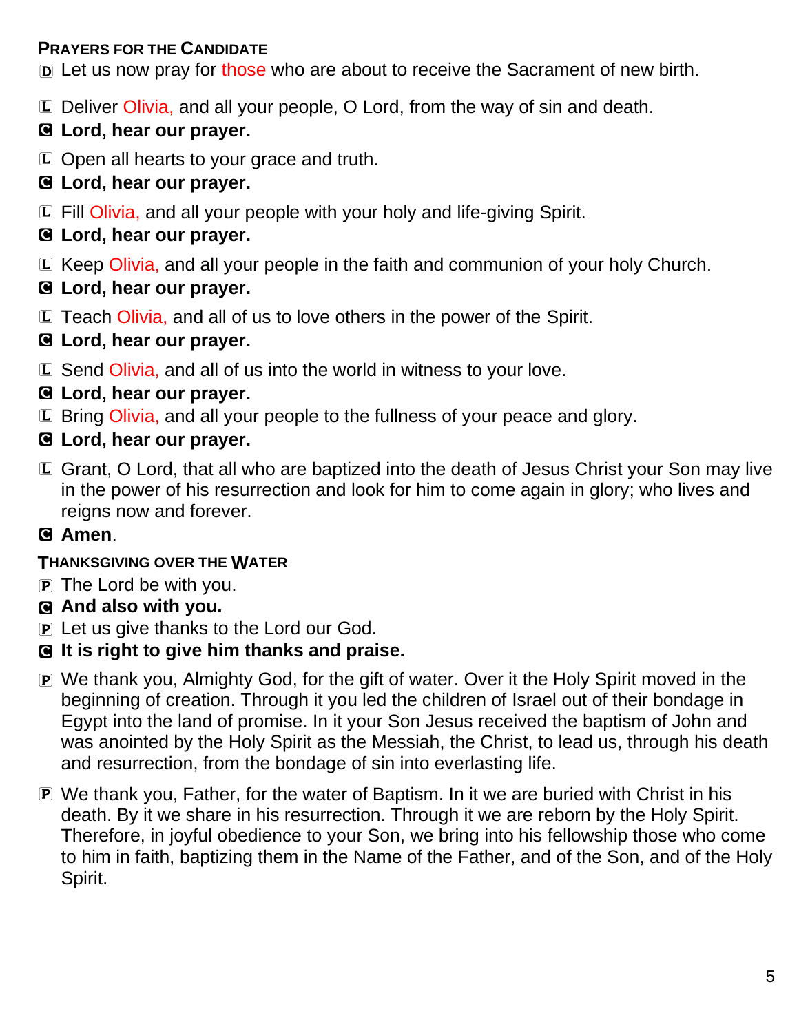### Prayers for the Candidate

D Let us now pray for those who are about to receive the Sacrament of new birth.

L Deliver Olivia, and all your people, O Lord, from the way of sin and death.

C **Lord, hear our prayer.**

L Open all hearts to your grace and truth.

C **Lord, hear our prayer.**

L Fill Olivia, and all your people with your holy and life-giving Spirit.

C **Lord, hear our prayer.**

L Keep Olivia, and all your people in the faith and communion of your holy Church.

C **Lord, hear our prayer.**

L Teach Olivia, and all of us to love others in the power of the Spirit.

C **Lord, hear our prayer.**

L Send Olivia, and all of us into the world in witness to your love.

C **Lord, hear our prayer.**

L Bring Olivia, and all your people to the fullness of your peace and glory.

C **Lord, hear our prayer.**

L Grant, O Lord, that all who are baptized into the death of Jesus Christ your Son may live in the power of his resurrection and look for him to come again in glory; who lives and reigns now and forever.

C **Amen**.

### Thanksgiving over the Water

P The Lord be with you.

C **And also with you.**

P Let us give thanks to the Lord our God.

C **It is right to give him thanks and praise.**

P We thank you, Almighty God, for the gift of water. Over it the Holy Spirit moved in the beginning of creation. Through it you led the children of Israel out of their bondage in Egypt into the land of promise. In it your Son Jesus received the baptism of John and was anointed by the Holy Spirit as the Messiah, the Christ, to lead us, through his death and resurrection, from the bondage of sin into everlasting life.

P We thank you, Father, for the water of Baptism. In it we are buried with Christ in his death. By it we share in his resurrection. Through it we are reborn by the Holy Spirit. Therefore, in joyful obedience to your Son, we bring into his fellowship those who come to him in faith, baptizing them in the Name of the Father, and of the Son, and of the Holy Spirit.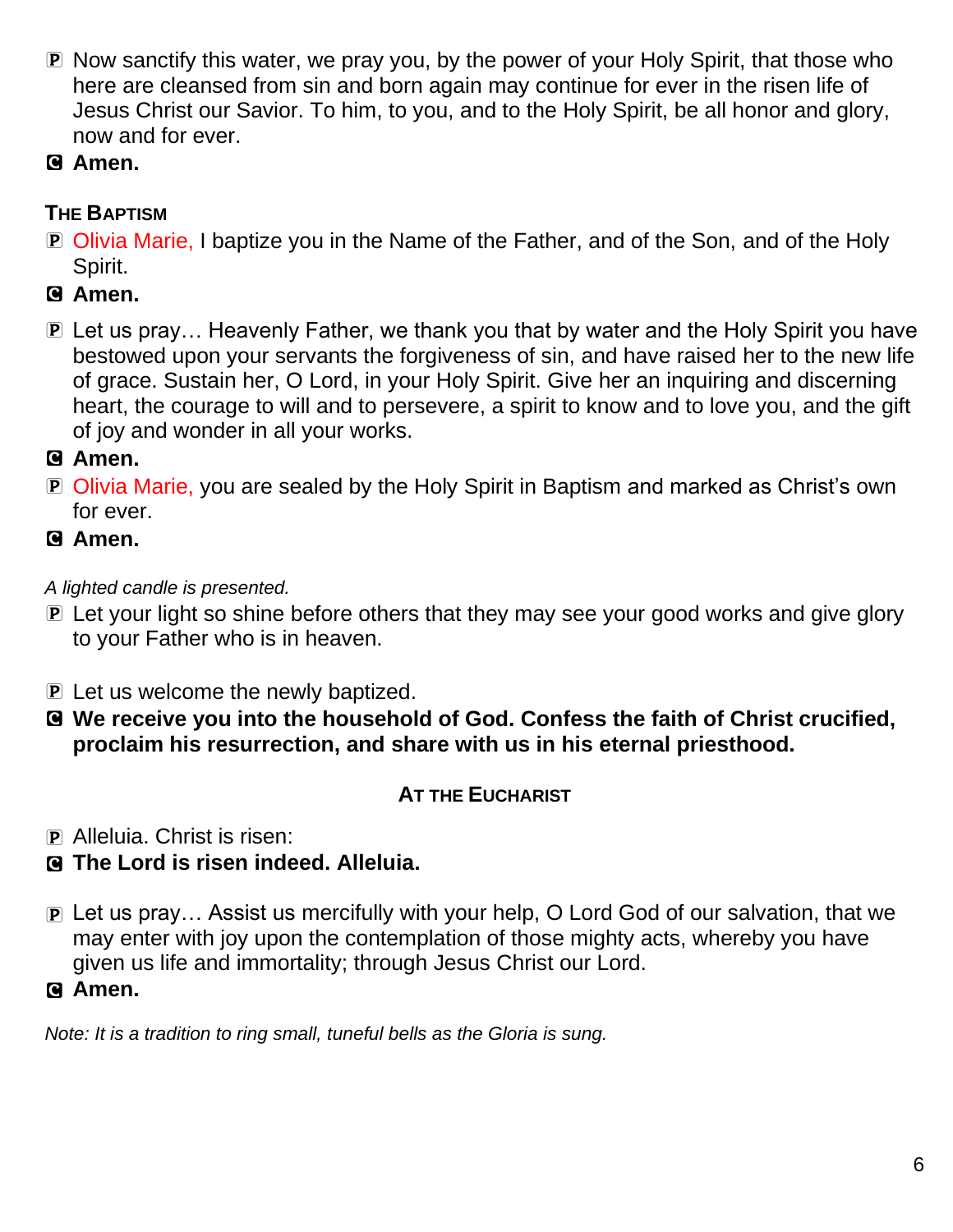Ⓟ Now sanctify this water, we pray you, by the power of your Holy Spirit, that those who here are cleansed from sin and born again may continue for ever in the risen life of Jesus Christ our Savior. To him, to you, and to the Holy Spirit, be all honor and glory, now and for ever.

Ⓒ **Amen.**

### The Baptism

Ⓟ Olivia Marie, I baptize you in the Name of the Father, and of the Son, and of the Holy Spirit.

Ⓒ **Amen.**

Ⓟ Let us pray… Heavenly Father, we thank you that by water and the Holy Spirit you have bestowed upon your servants the forgiveness of sin, and have raised her to the new life of grace. Sustain her, O Lord, in your Holy Spirit. Give her an inquiring and discerning heart, the courage to will and to persevere, a spirit to know and to love you, and the gift of joy and wonder in all your works.

Ⓒ **Amen.**

Ⓟ Olivia Marie, you are sealed by the Holy Spirit in Baptism and marked as Christ's own for ever.

Ⓒ **Amen.**

*A lighted candle is presented.*

Ⓟ Let your light so shine before others that they may see your good works and give glory to your Father who is in heaven.

Ⓟ Let us welcome the newly baptized.

Ⓒ **We receive you into the household of God. Confess the faith of Christ crucified, proclaim his resurrection, and share with us in his eternal priesthood.**

### At the Eucharist

Ⓟ Alleluia. Christ is risen:

Ⓒ **The Lord is risen indeed. Alleluia.**

Ⓟ Let us pray… Assist us mercifully with your help, O Lord God of our salvation, that we may enter with joy upon the contemplation of those mighty acts, whereby you have given us life and immortality; through Jesus Christ our Lord.

Ⓒ **Amen.**

*Note: It is a tradition to ring small, tuneful bells as the Gloria is sung.*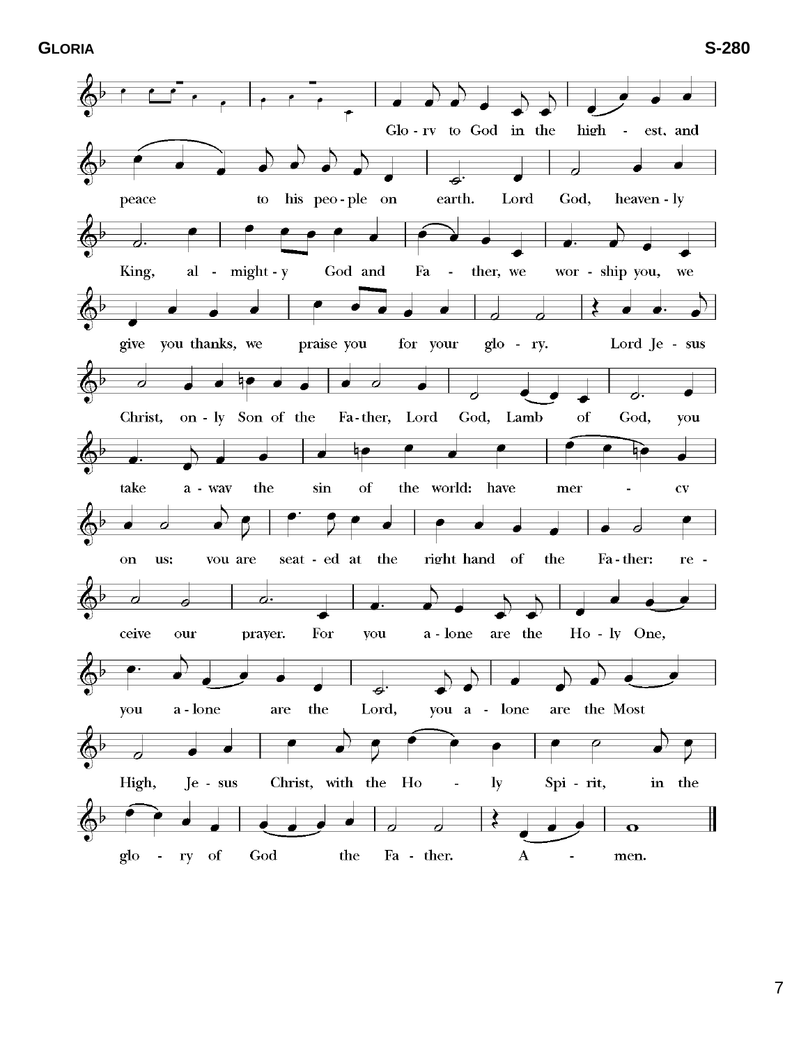**GLORIA** **S-280**

Glo - ry to God in the high - est, and peace to his peo - ple on earth. Lord God, heaven - ly King, al - might - y God and Fa - ther, we wor - ship you, we give you thanks, we praise you for your glo - ry. Lord Je - sus Christ, on - ly Son of the Fa - ther, Lord God, Lamb of God, you take a - way the sin of the world: have mer - cy on us; you are seat - ed at the right hand of the Fa - ther: re - ceive our prayer. For you a - lone are the Ho - ly One, you a - lone are the Lord, you a - lone are the Most High, Je - sus Christ, with the Ho - ly Spi - rit, in the glo - ry of God the Fa - ther. A - men.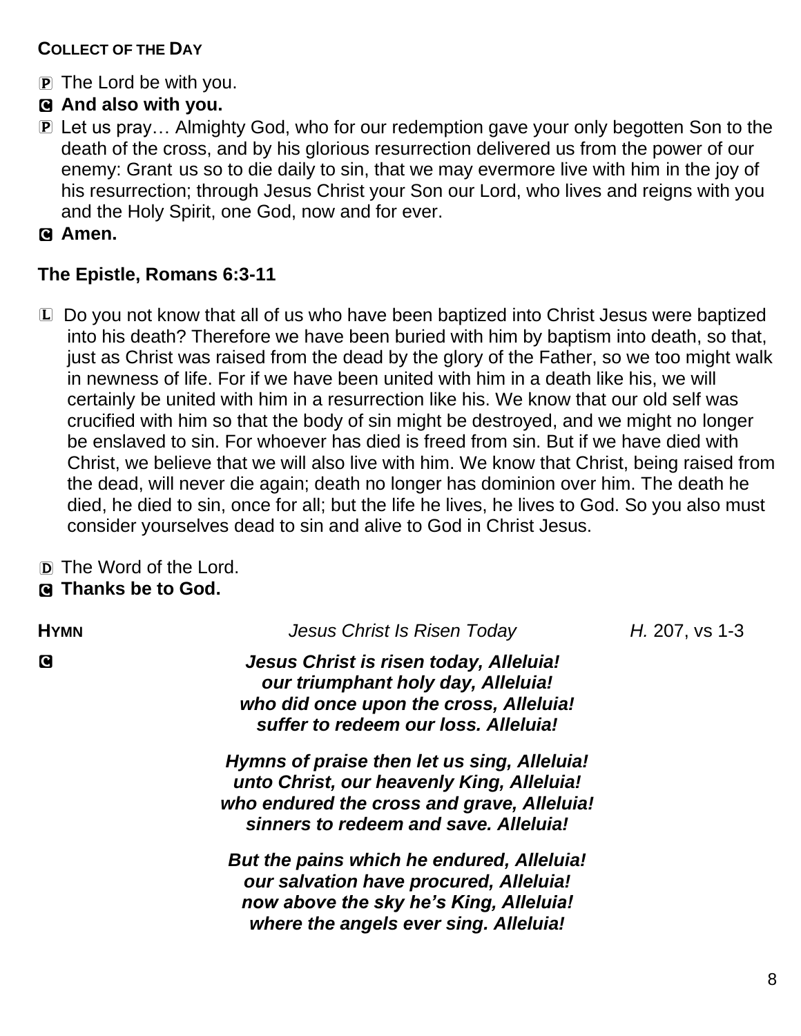**COLLECT OF THE DAY**

P The Lord be with you.

**C And also with you.**

P Let us pray… Almighty God, who for our redemption gave your only begotten Son to the death of the cross, and by his glorious resurrection delivered us from the power of our enemy: Grant us so to die daily to sin, that we may evermore live with him in the joy of his resurrection; through Jesus Christ your Son our Lord, who lives and reigns with you and the Holy Spirit, one God, now and for ever.

**C Amen.**

**The Epistle, Romans 6:3-11**

L Do you not know that all of us who have been baptized into Christ Jesus were baptized into his death? Therefore we have been buried with him by baptism into death, so that, just as Christ was raised from the dead by the glory of the Father, so we too might walk in newness of life. For if we have been united with him in a death like his, we will certainly be united with him in a resurrection like his. We know that our old self was crucified with him so that the body of sin might be destroyed, and we might no longer be enslaved to sin. For whoever has died is freed from sin. But if we have died with Christ, we believe that we will also live with him. We know that Christ, being raised from the dead, will never die again; death no longer has dominion over him. The death he died, he died to sin, once for all; but the life he lives, he lives to God. So you also must consider yourselves dead to sin and alive to God in Christ Jesus.

D The Word of the Lord.

**C Thanks be to God.**

**HYMN** *Jesus Christ Is Risen Today* *H.* 207, vs 1-3

**C**

***Jesus Christ is risen today, Alleluia!***
***our triumphant holy day, Alleluia!***
***who did once upon the cross, Alleluia!***
***suffer to redeem our loss. Alleluia!***

***Hymns of praise then let us sing, Alleluia!***
***unto Christ, our heavenly King, Alleluia!***
***who endured the cross and grave, Alleluia!***
***sinners to redeem and save. Alleluia!***

***But the pains which he endured, Alleluia!***
***our salvation have procured, Alleluia!***
***now above the sky he's King, Alleluia!***
***where the angels ever sing. Alleluia!***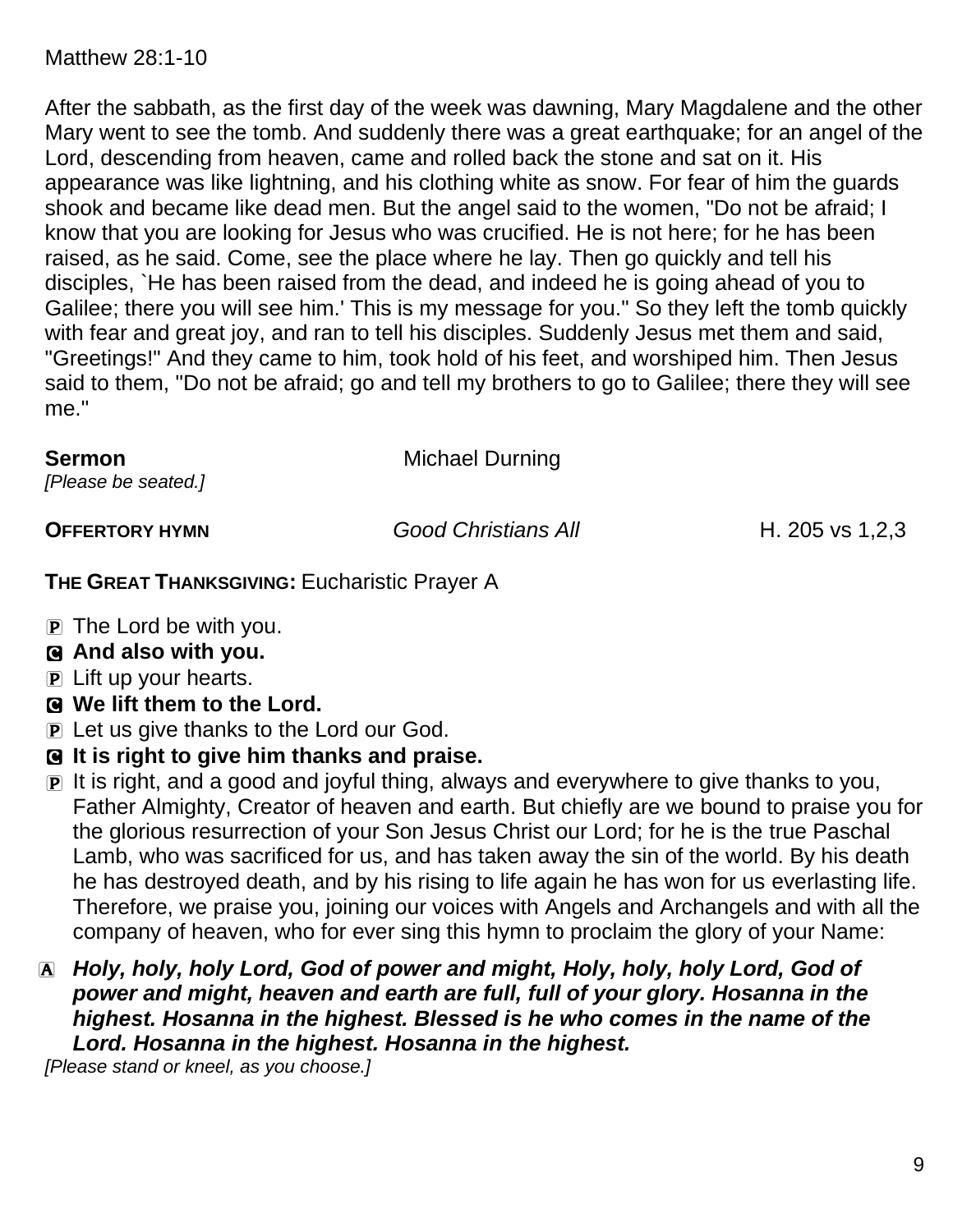Matthew 28:1-10

After the sabbath, as the first day of the week was dawning, Mary Magdalene and the other Mary went to see the tomb. And suddenly there was a great earthquake; for an angel of the Lord, descending from heaven, came and rolled back the stone and sat on it. His appearance was like lightning, and his clothing white as snow. For fear of him the guards shook and became like dead men. But the angel said to the women, "Do not be afraid; I know that you are looking for Jesus who was crucified. He is not here; for he has been raised, as he said. Come, see the place where he lay. Then go quickly and tell his disciples, `He has been raised from the dead, and indeed he is going ahead of you to Galilee; there you will see him.' This is my message for you." So they left the tomb quickly with fear and great joy, and ran to tell his disciples. Suddenly Jesus met them and said, "Greetings!" And they came to him, took hold of his feet, and worshiped him. Then Jesus said to them, "Do not be afraid; go and tell my brothers to go to Galilee; there they will see me."

**Sermon** Michael Durning
*[Please be seated.]*

**OFFERTORY HYMN** *Good Christians All* H. 205 vs 1,2,3

**THE GREAT THANKSGIVING:** Eucharistic Prayer A

P The Lord be with you.
**C And also with you.**
P Lift up your hearts.
**C We lift them to the Lord.**
P Let us give thanks to the Lord our God.
**C It is right to give him thanks and praise.**
P It is right, and a good and joyful thing, always and everywhere to give thanks to you, Father Almighty, Creator of heaven and earth. But chiefly are we bound to praise you for the glorious resurrection of your Son Jesus Christ our Lord; for he is the true Paschal Lamb, who was sacrificed for us, and has taken away the sin of the world. By his death he has destroyed death, and by his rising to life again he has won for us everlasting life. Therefore, we praise you, joining our voices with Angels and Archangels and with all the company of heaven, who for ever sing this hymn to proclaim the glory of your Name:

A ***Holy, holy, holy Lord, God of power and might, Holy, holy, holy Lord, God of power and might, heaven and earth are full, full of your glory. Hosanna in the highest. Hosanna in the highest. Blessed is he who comes in the name of the Lord. Hosanna in the highest. Hosanna in the highest.***

*[Please stand or kneel, as you choose.]*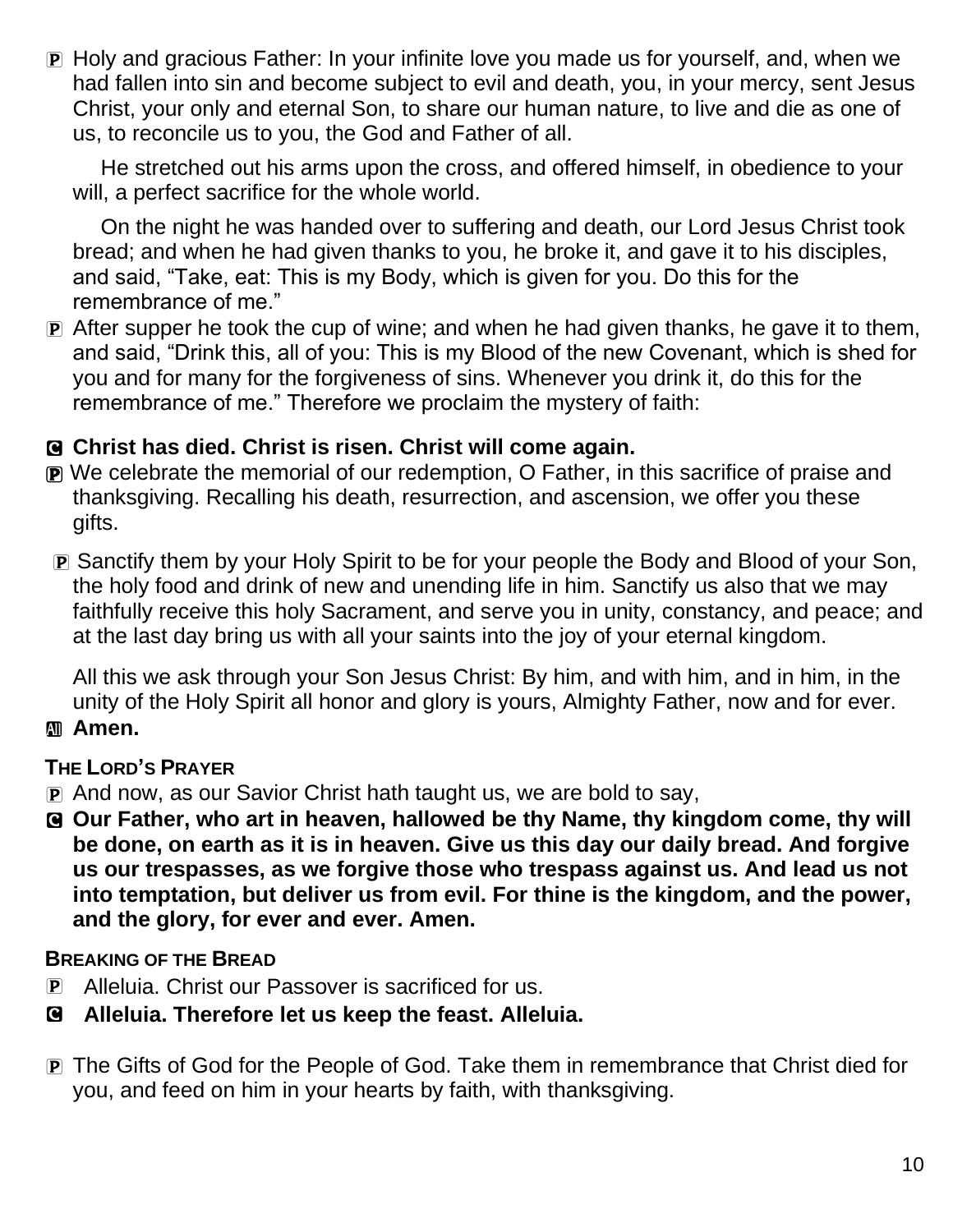P Holy and gracious Father: In your infinite love you made us for yourself, and, when we had fallen into sin and become subject to evil and death, you, in your mercy, sent Jesus Christ, your only and eternal Son, to share our human nature, to live and die as one of us, to reconcile us to you, the God and Father of all.

He stretched out his arms upon the cross, and offered himself, in obedience to your will, a perfect sacrifice for the whole world.

On the night he was handed over to suffering and death, our Lord Jesus Christ took bread; and when he had given thanks to you, he broke it, and gave it to his disciples, and said, "Take, eat: This is my Body, which is given for you. Do this for the remembrance of me."

P After supper he took the cup of wine; and when he had given thanks, he gave it to them, and said, "Drink this, all of you: This is my Blood of the new Covenant, which is shed for you and for many for the forgiveness of sins. Whenever you drink it, do this for the remembrance of me." Therefore we proclaim the mystery of faith:

**C Christ has died. Christ is risen. Christ will come again.**

P We celebrate the memorial of our redemption, O Father, in this sacrifice of praise and thanksgiving. Recalling his death, resurrection, and ascension, we offer you these gifts.

P Sanctify them by your Holy Spirit to be for your people the Body and Blood of your Son, the holy food and drink of new and unending life in him. Sanctify us also that we may faithfully receive this holy Sacrament, and serve you in unity, constancy, and peace; and at the last day bring us with all your saints into the joy of your eternal kingdom.

All this we ask through your Son Jesus Christ: By him, and with him, and in him, in the unity of the Holy Spirit all honor and glory is yours, Almighty Father, now and for ever.

**All Amen.**

**THE LORD'S PRAYER**

P And now, as our Savior Christ hath taught us, we are bold to say,

**C Our Father, who art in heaven, hallowed be thy Name, thy kingdom come, thy will be done, on earth as it is in heaven. Give us this day our daily bread. And forgive us our trespasses, as we forgive those who trespass against us. And lead us not into temptation, but deliver us from evil. For thine is the kingdom, and the power, and the glory, for ever and ever. Amen.**

**BREAKING OF THE BREAD**

P Alleluia. Christ our Passover is sacrificed for us.

**C Alleluia. Therefore let us keep the feast. Alleluia.**

P The Gifts of God for the People of God. Take them in remembrance that Christ died for you, and feed on him in your hearts by faith, with thanksgiving.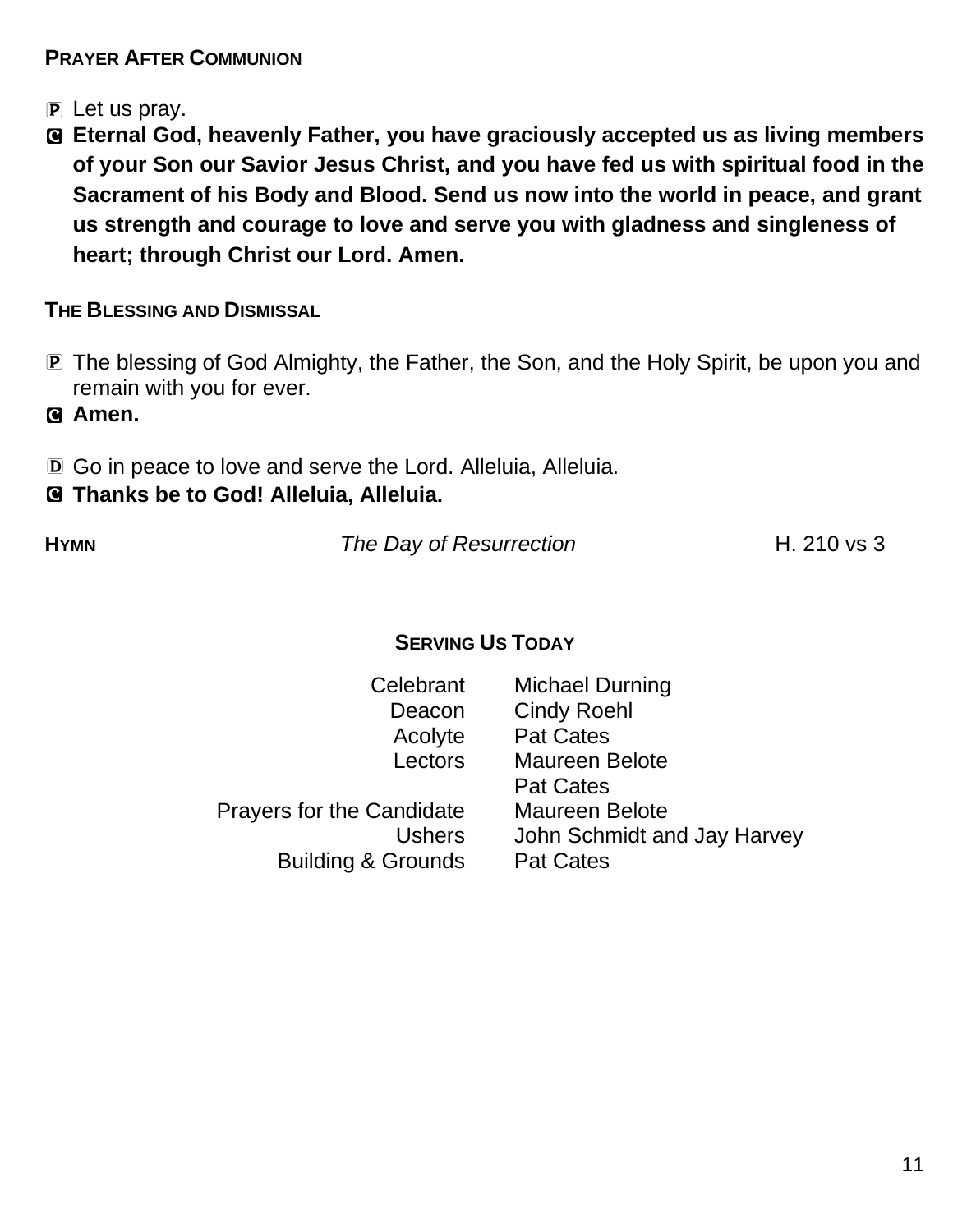**PRAYER AFTER COMMUNION**

Ⓟ Let us pray.
Ⓒ **Eternal God, heavenly Father, you have graciously accepted us as living members of your Son our Savior Jesus Christ, and you have fed us with spiritual food in the Sacrament of his Body and Blood. Send us now into the world in peace, and grant us strength and courage to love and serve you with gladness and singleness of heart; through Christ our Lord. Amen.**

**THE BLESSING AND DISMISSAL**

Ⓟ The blessing of God Almighty, the Father, the Son, and the Holy Spirit, be upon you and remain with you for ever.
Ⓒ **Amen.**

Ⓓ Go in peace to love and serve the Lord. Alleluia, Alleluia.
Ⓒ **Thanks be to God! Alleluia, Alleluia.**

**HYMN** *The Day of Resurrection* H. 210 vs 3

**SERVING US TODAY**

| | |
|---|---|
| Celebrant | Michael Durning |
| Deacon | Cindy Roehl |
| Acolyte | Pat Cates |
| Lectors | Maureen Belote |
| | Pat Cates |
| Prayers for the Candidate | Maureen Belote |
| Ushers | John Schmidt and Jay Harvey |
| Building & Grounds | Pat Cates |